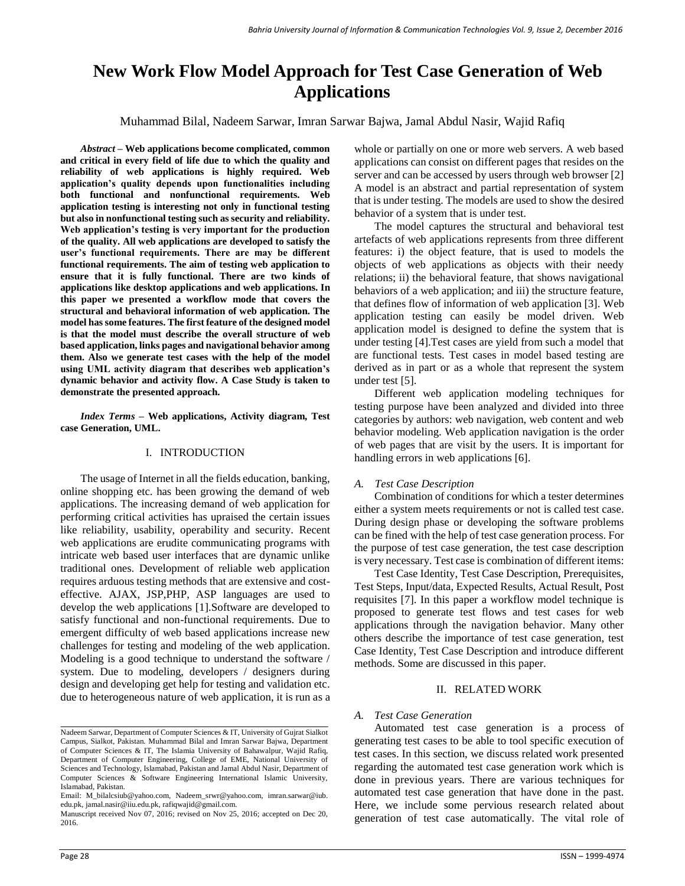# New Work Flow Model Approach for Test Case Generation of Web Applications

Muhammad Bilal, Nadeem Sarwar, Imran Sarwar Bajwa, Jamal Abdul Nasir, Wajid Rafiq

***Abstract* – Web applications become complicated, common and critical in every field of life due to which the quality and reliability of web applications is highly required. Web application's quality depends upon functionalities including both functional and nonfunctional requirements. Web application testing is interesting not only in functional testing but also in nonfunctional testing such as security and reliability. Web application's testing is very important for the production of the quality. All web applications are developed to satisfy the user's functional requirements. There are may be different functional requirements. The aim of testing web application to ensure that it is fully functional. There are two kinds of applications like desktop applications and web applications. In this paper we presented a workflow mode that covers the structural and behavioral information of web application. The model has some features. The first feature of the designed model is that the model must describe the overall structure of web based application, links pages and navigational behavior among them. Also we generate test cases with the help of the model using UML activity diagram that describes web application's dynamic behavior and activity flow. A Case Study is taken to demonstrate the presented approach.**

***Index Terms* – Web applications, Activity diagram, Test case Generation, UML.**

## I. INTRODUCTION

The usage of Internet in all the fields education, banking, online shopping etc. has been growing the demand of web applications. The increasing demand of web application for performing critical activities has upraised the certain issues like reliability, usability, operability and security. Recent web applications are erudite communicating programs with intricate web based user interfaces that are dynamic unlike traditional ones. Development of reliable web application requires arduous testing methods that are extensive and cost-effective. AJAX, JSP,PHP, ASP languages are used to develop the web applications [1].Software are developed to satisfy functional and non-functional requirements. Due to emergent difficulty of web based applications increase new challenges for testing and modeling of the web application. Modeling is a good technique to understand the software / system. Due to modeling, developers / designers during design and developing get help for testing and validation etc. due to heterogeneous nature of web application, it is run as a whole or partially on one or more web servers. A web based applications can consist on different pages that resides on the server and can be accessed by users through web browser [2] A model is an abstract and partial representation of system that is under testing. The models are used to show the desired behavior of a system that is under test.

The model captures the structural and behavioral test artefacts of web applications represents from three different features: i) the object feature, that is used to models the objects of web applications as objects with their needy relations; ii) the behavioral feature, that shows navigational behaviors of a web application; and iii) the structure feature, that defines flow of information of web application [3]. Web application testing can easily be model driven. Web application model is designed to define the system that is under testing [4].Test cases are yield from such a model that are functional tests. Test cases in model based testing are derived as in part or as a whole that represent the system under test [5].

Different web application modeling techniques for testing purpose have been analyzed and divided into three categories by authors: web navigation, web content and web behavior modeling. Web application navigation is the order of web pages that are visit by the users. It is important for handling errors in web applications [6].

### *A. Test Case Description*

Combination of conditions for which a tester determines either a system meets requirements or not is called test case. During design phase or developing the software problems can be fined with the help of test case generation process. For the purpose of test case generation, the test case description is very necessary. Test case is combination of different items:

Test Case Identity, Test Case Description, Prerequisites, Test Steps, Input/data, Expected Results, Actual Result, Post requisites [7]. In this paper a workflow model technique is proposed to generate test flows and test cases for web applications through the navigation behavior. Many other others describe the importance of test case generation, test Case Identity, Test Case Description and introduce different methods. Some are discussed in this paper.

## II. RELATED WORK

### *A. Test Case Generation*

Automated test case generation is a process of generating test cases to be able to tool specific execution of test cases. In this section, we discuss related work presented regarding the automated test case generation work which is done in previous years. There are various techniques for automated test case generation that have done in the past. Here, we include some pervious research related about generation of test case automatically. The vital role of

---

Nadeem Sarwar, Department of Computer Sciences & IT, University of Gujrat Sialkot Campus, Sialkot, Pakistan. Muhammad Bilal and Imran Sarwar Bajwa, Department of Computer Sciences & IT, The Islamia University of Bahawalpur, Wajid Rafiq, Department of Computer Engineering, College of EME, National University of Sciences and Technology, Islamabad, Pakistan and Jamal Abdul Nasir, Department of Computer Sciences & Software Engineering International Islamic University, Islamabad, Pakistan.

Email: M_bilalcsiub@yahoo.com, Nadeem_srwr@yahoo.com, imran.sarwar@iub.edu.pk, jamal.nasir@iiu.edu.pk, rafiqwajid@gmail.com.

Manuscript received Nov 07, 2016; revised on Nov 25, 2016; accepted on Dec 20, 2016.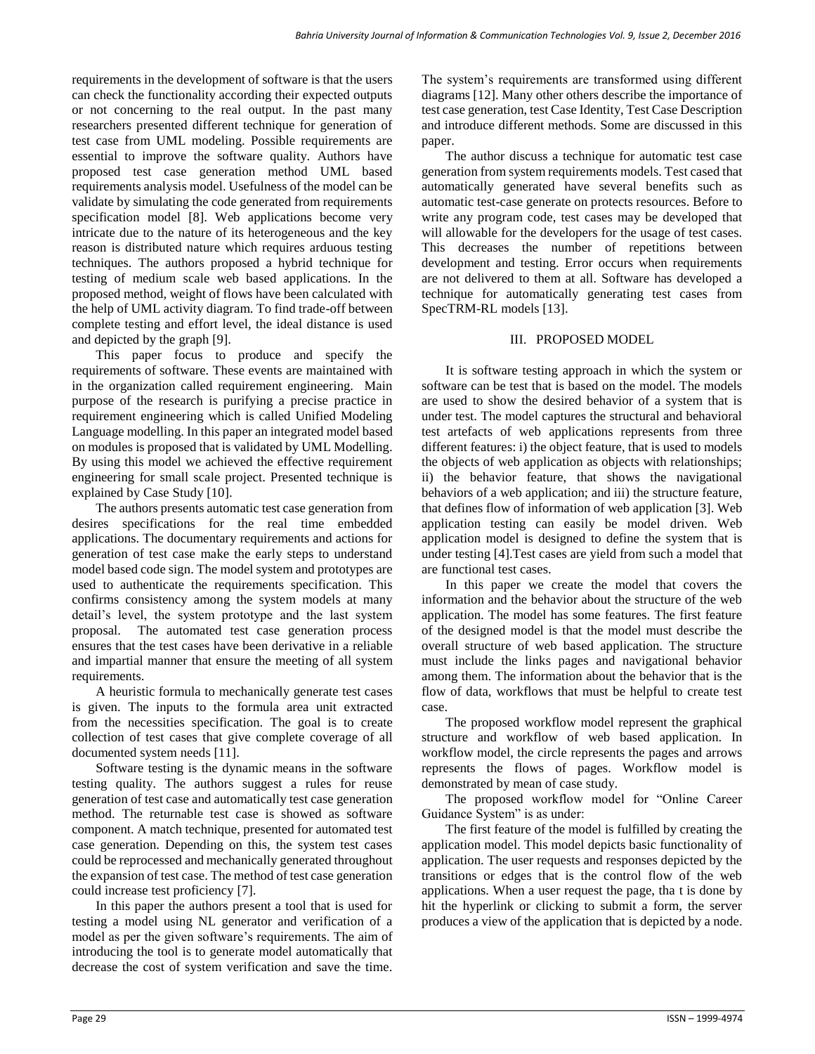requirements in the development of software is that the users can check the functionality according their expected outputs or not concerning to the real output. In the past many researchers presented different technique for generation of test case from UML modeling. Possible requirements are essential to improve the software quality. Authors have proposed test case generation method UML based requirements analysis model. Usefulness of the model can be validate by simulating the code generated from requirements specification model [8]. Web applications become very intricate due to the nature of its heterogeneous and the key reason is distributed nature which requires arduous testing techniques. The authors proposed a hybrid technique for testing of medium scale web based applications. In the proposed method, weight of flows have been calculated with the help of UML activity diagram. To find trade-off between complete testing and effort level, the ideal distance is used and depicted by the graph [9].

This paper focus to produce and specify the requirements of software. These events are maintained with in the organization called requirement engineering. Main purpose of the research is purifying a precise practice in requirement engineering which is called Unified Modeling Language modelling. In this paper an integrated model based on modules is proposed that is validated by UML Modelling. By using this model we achieved the effective requirement engineering for small scale project. Presented technique is explained by Case Study [10].

The authors presents automatic test case generation from desires specifications for the real time embedded applications. The documentary requirements and actions for generation of test case make the early steps to understand model based code sign. The model system and prototypes are used to authenticate the requirements specification. This confirms consistency among the system models at many detail's level, the system prototype and the last system proposal. The automated test case generation process ensures that the test cases have been derivative in a reliable and impartial manner that ensure the meeting of all system requirements.

A heuristic formula to mechanically generate test cases is given. The inputs to the formula area unit extracted from the necessities specification. The goal is to create collection of test cases that give complete coverage of all documented system needs [11].

Software testing is the dynamic means in the software testing quality. The authors suggest a rules for reuse generation of test case and automatically test case generation method. The returnable test case is showed as software component. A match technique, presented for automated test case generation. Depending on this, the system test cases could be reprocessed and mechanically generated throughout the expansion of test case. The method of test case generation could increase test proficiency [7].

In this paper the authors present a tool that is used for testing a model using NL generator and verification of a model as per the given software's requirements. The aim of introducing the tool is to generate model automatically that decrease the cost of system verification and save the time. The system's requirements are transformed using different diagrams [12]. Many other others describe the importance of test case generation, test Case Identity, Test Case Description and introduce different methods. Some are discussed in this paper.

The author discuss a technique for automatic test case generation from system requirements models. Test cased that automatically generated have several benefits such as automatic test-case generate on protects resources. Before to write any program code, test cases may be developed that will allowable for the developers for the usage of test cases. This decreases the number of repetitions between development and testing. Error occurs when requirements are not delivered to them at all. Software has developed a technique for automatically generating test cases from SpecTRM-RL models [13].

## III. PROPOSED MODEL

It is software testing approach in which the system or software can be test that is based on the model. The models are used to show the desired behavior of a system that is under test. The model captures the structural and behavioral test artefacts of web applications represents from three different features: i) the object feature, that is used to models the objects of web application as objects with relationships; ii) the behavior feature, that shows the navigational behaviors of a web application; and iii) the structure feature, that defines flow of information of web application [3]. Web application testing can easily be model driven. Web application model is designed to define the system that is under testing [4].Test cases are yield from such a model that are functional test cases.

In this paper we create the model that covers the information and the behavior about the structure of the web application. The model has some features. The first feature of the designed model is that the model must describe the overall structure of web based application. The structure must include the links pages and navigational behavior among them. The information about the behavior that is the flow of data, workflows that must be helpful to create test case.

The proposed workflow model represent the graphical structure and workflow of web based application. In workflow model, the circle represents the pages and arrows represents the flows of pages. Workflow model is demonstrated by mean of case study.

The proposed workflow model for "Online Career Guidance System" is as under:

The first feature of the model is fulfilled by creating the application model. This model depicts basic functionality of application. The user requests and responses depicted by the transitions or edges that is the control flow of the web applications. When a user request the page, tha t is done by hit the hyperlink or clicking to submit a form, the server produces a view of the application that is depicted by a node.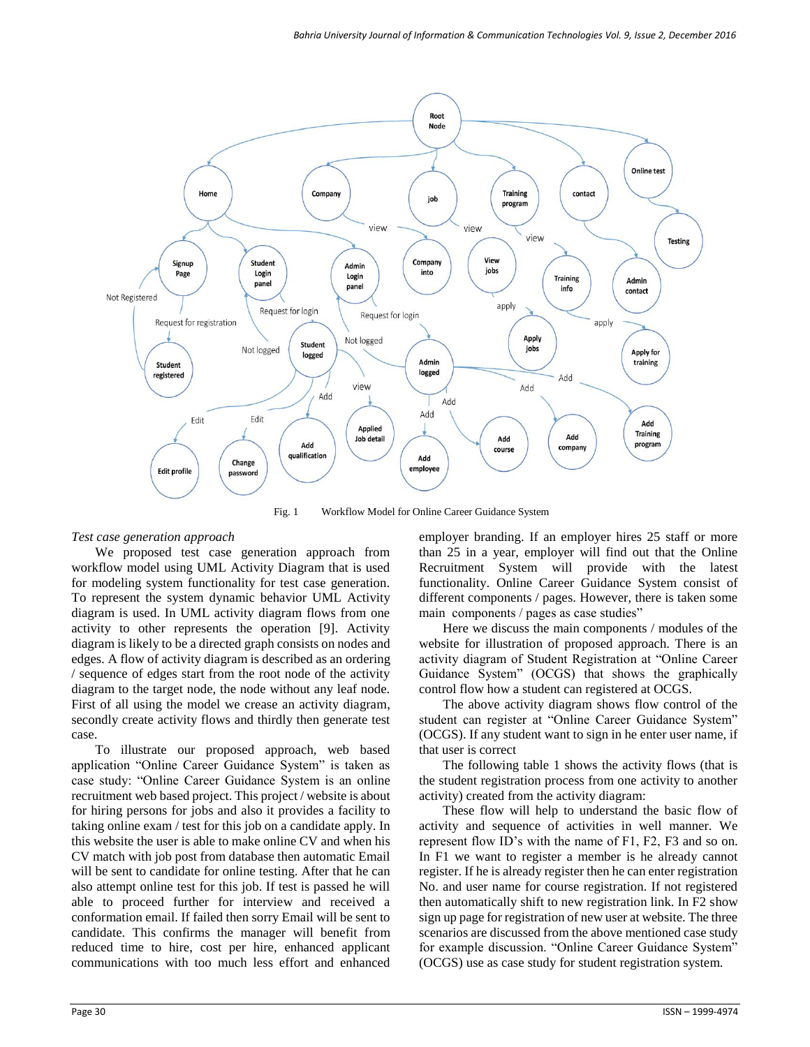Fig. 1 Workflow Model for Online Career Guidance System

*Test case generation approach*

We proposed test case generation approach from workflow model using UML Activity Diagram that is used for modeling system functionality for test case generation. To represent the system dynamic behavior UML Activity diagram is used. In UML activity diagram flows from one activity to other represents the operation [9]. Activity diagram is likely to be a directed graph consists on nodes and edges. A flow of activity diagram is described as an ordering / sequence of edges start from the root node of the activity diagram to the target node, the node without any leaf node. First of all using the model we crease an activity diagram, secondly create activity flows and thirdly then generate test case.

To illustrate our proposed approach, web based application "Online Career Guidance System" is taken as case study: "Online Career Guidance System is an online recruitment web based project. This project / website is about for hiring persons for jobs and also it provides a facility to taking online exam / test for this job on a candidate apply. In this website the user is able to make online CV and when his CV match with job post from database then automatic Email will be sent to candidate for online testing. After that he can also attempt online test for this job. If test is passed he will able to proceed further for interview and received a conformation email. If failed then sorry Email will be sent to candidate. This confirms the manager will benefit from reduced time to hire, cost per hire, enhanced applicant communications with too much less effort and enhanced employer branding. If an employer hires 25 staff or more than 25 in a year, employer will find out that the Online Recruitment System will provide with the latest functionality. Online Career Guidance System consist of different components / pages. However, there is taken some main components / pages as case studies"

Here we discuss the main components / modules of the website for illustration of proposed approach. There is an activity diagram of Student Registration at "Online Career Guidance System" (OCGS) that shows the graphically control flow how a student can registered at OCGS.

The above activity diagram shows flow control of the student can register at "Online Career Guidance System" (OCGS). If any student want to sign in he enter user name, if that user is correct

The following table 1 shows the activity flows (that is the student registration process from one activity to another activity) created from the activity diagram:

These flow will help to understand the basic flow of activity and sequence of activities in well manner. We represent flow ID's with the name of F1, F2, F3 and so on. In F1 we want to register a member is he already cannot register. If he is already register then he can enter registration No. and user name for course registration. If not registered then automatically shift to new registration link. In F2 show sign up page for registration of new user at website. The three scenarios are discussed from the above mentioned case study for example discussion. "Online Career Guidance System" (OCGS) use as case study for student registration system.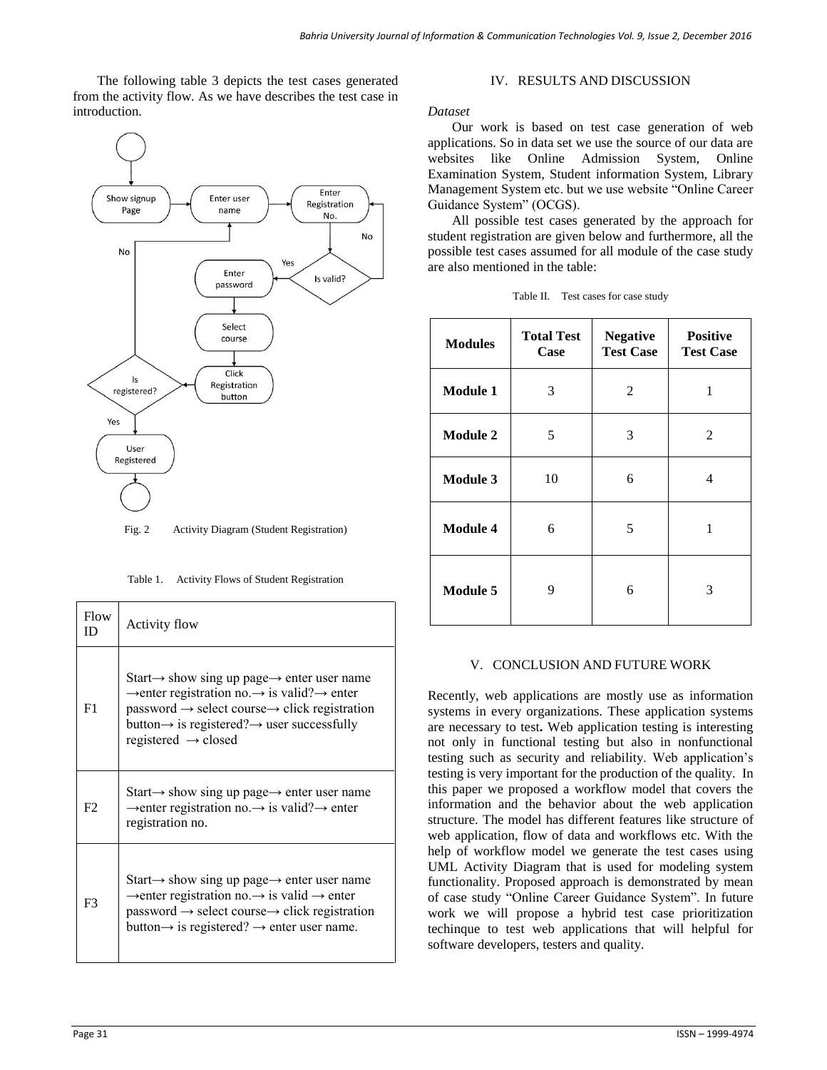The following table 3 depicts the test cases generated from the activity flow. As we have describes the test case in introduction.

Fig. 2 Activity Diagram (Student Registration)

Table 1. Activity Flows of Student Registration

| Flow ID | Activity flow |
|---|---|
| F1 | Start→ show sing up page→ enter user name →enter registration no.→ is valid?→ enter password → select course→ click registration button→ is registered?→ user successfully registered → closed |
| F2 | Start→ show sing up page→ enter user name →enter registration no.→ is valid?→ enter registration no. |
| F3 | Start→ show sing up page→ enter user name →enter registration no.→ is valid → enter password → select course→ click registration button→ is registered? → enter user name. |

## IV. RESULTS AND DISCUSSION

*Dataset*

Our work is based on test case generation of web applications. So in data set we use the source of our data are websites like Online Admission System, Online Examination System, Student information System, Library Management System etc. but we use website "Online Career Guidance System" (OCGS).

All possible test cases generated by the approach for student registration are given below and furthermore, all the possible test cases assumed for all module of the case study are also mentioned in the table:

Table II. Test cases for case study

| Modules | Total Test Case | Negative Test Case | Positive Test Case |
|---|---|---|---|
| **Module 1** | 3 | 2 | 1 |
| **Module 2** | 5 | 3 | 2 |
| **Module 3** | 10 | 6 | 4 |
| **Module 4** | 6 | 5 | 1 |
| **Module 5** | 9 | 6 | 3 |

## V. CONCLUSION AND FUTURE WORK

Recently, web applications are mostly use as information systems in every organizations. These application systems are necessary to test**.** Web application testing is interesting not only in functional testing but also in nonfunctional testing such as security and reliability. Web application's testing is very important for the production of the quality. In this paper we proposed a workflow model that covers the information and the behavior about the web application structure. The model has different features like structure of web application, flow of data and workflows etc. With the help of workflow model we generate the test cases using UML Activity Diagram that is used for modeling system functionality. Proposed approach is demonstrated by mean of case study "Online Career Guidance System". In future work we will propose a hybrid test case prioritization techinque to test web applications that will helpful for software developers, testers and quality.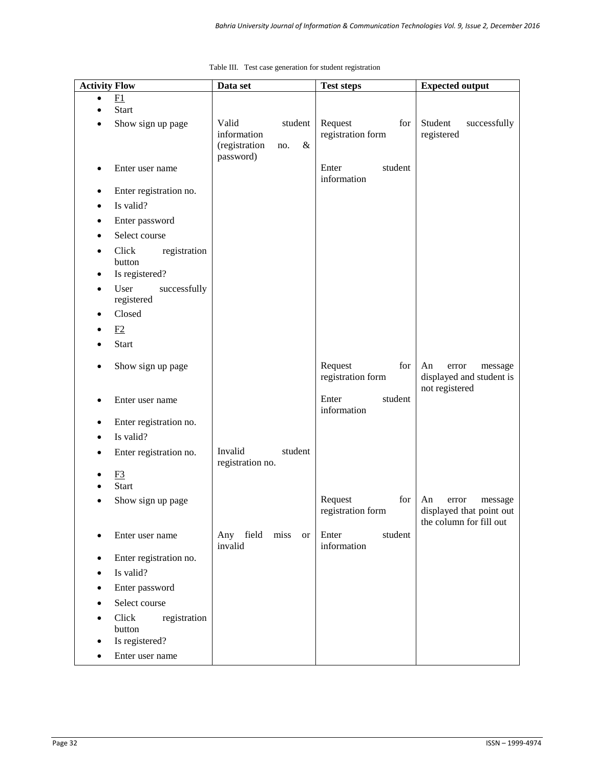Table III. Test case generation for student registration

| Activity Flow | Data set | Test steps | Expected output |
|---|---|---|---|
| • F1 | | | |
| • Start | | | |
| • Show sign up page | Valid student information (registration no. & password) | Request for registration form | Student successfully registered |
| • Enter user name | | Enter student information | |
| • Enter registration no. | | | |
| • Is valid? | | | |
| • Enter password | | | |
| • Select course | | | |
| • Click registration button | | | |
| • Is registered? | | | |
| • User successfully registered | | | |
| • Closed | | | |
| • F2 | | | |
| • Start | | | |
| • Show sign up page | | Request for registration form | An error message displayed and student is not registered |
| • Enter user name | | Enter student information | |
| • Enter registration no. | | | |
| • Is valid? | | | |
| • Enter registration no. | Invalid student registration no. | | |
| • F3 | | | |
| • Start | | | |
| • Show sign up page | | Request for registration form | An error message displayed that point out the column for fill out |
| • Enter user name | Any field miss or invalid | Enter student information | |
| • Enter registration no. | | | |
| • Is valid? | | | |
| • Enter password | | | |
| • Select course | | | |
| • Click registration button | | | |
| • Is registered? | | | |
| • Enter user name | | | |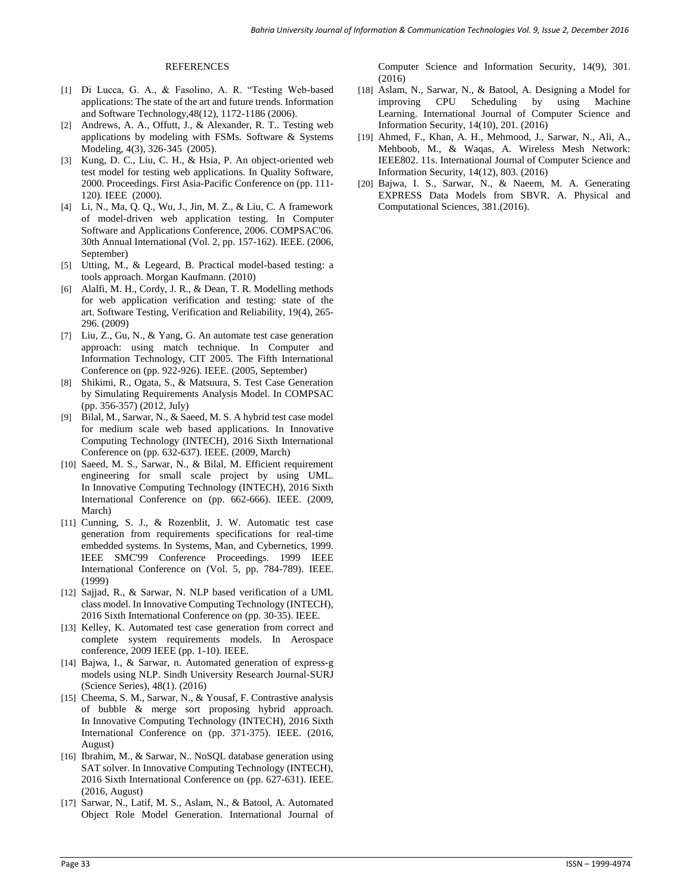## REFERENCES

[1] Di Lucca, G. A., & Fasolino, A. R. "Testing Web-based applications: The state of the art and future trends. Information and Software Technology,48(12), 1172-1186 (2006).

[2] Andrews, A. A., Offutt, J., & Alexander, R. T.. Testing web applications by modeling with FSMs. Software & Systems Modeling, 4(3), 326-345 (2005).

[3] Kung, D. C., Liu, C. H., & Hsia, P. An object-oriented web test model for testing web applications. In Quality Software, 2000. Proceedings. First Asia-Pacific Conference on (pp. 111-120). IEEE (2000).

[4] Li, N., Ma, Q. Q., Wu, J., Jin, M. Z., & Liu, C. A framework of model-driven web application testing. In Computer Software and Applications Conference, 2006. COMPSAC'06. 30th Annual International (Vol. 2, pp. 157-162). IEEE. (2006, September)

[5] Utting, M., & Legeard, B. Practical model-based testing: a tools approach. Morgan Kaufmann. (2010)

[6] Alalfi, M. H., Cordy, J. R., & Dean, T. R. Modelling methods for web application verification and testing: state of the art. Software Testing, Verification and Reliability, 19(4), 265-296. (2009)

[7] Liu, Z., Gu, N., & Yang, G. An automate test case generation approach: using match technique. In Computer and Information Technology, CIT 2005. The Fifth International Conference on (pp. 922-926). IEEE. (2005, September)

[8] Shikimi, R., Ogata, S., & Matsuura, S. Test Case Generation by Simulating Requirements Analysis Model. In COMPSAC (pp. 356-357) (2012, July)

[9] Bilal, M., Sarwar, N., & Saeed, M. S. A hybrid test case model for medium scale web based applications. In Innovative Computing Technology (INTECH), 2016 Sixth International Conference on (pp. 632-637). IEEE. (2009, March)

[10] Saeed, M. S., Sarwar, N., & Bilal, M. Efficient requirement engineering for small scale project by using UML. In Innovative Computing Technology (INTECH), 2016 Sixth International Conference on (pp. 662-666). IEEE. (2009, March)

[11] Cunning, S. J., & Rozenblit, J. W. Automatic test case generation from requirements specifications for real-time embedded systems. In Systems, Man, and Cybernetics, 1999. IEEE SMC'99 Conference Proceedings. 1999 IEEE International Conference on (Vol. 5, pp. 784-789). IEEE. (1999)

[12] Sajjad, R., & Sarwar, N. NLP based verification of a UML class model. In Innovative Computing Technology (INTECH), 2016 Sixth International Conference on (pp. 30-35). IEEE.

[13] Kelley, K. Automated test case generation from correct and complete system requirements models. In Aerospace conference, 2009 IEEE (pp. 1-10). IEEE.

[14] Bajwa, I., & Sarwar, n. Automated generation of express-g models using NLP. Sindh University Research Journal-SURJ (Science Series), 48(1). (2016)

[15] Cheema, S. M., Sarwar, N., & Yousaf, F. Contrastive analysis of bubble & merge sort proposing hybrid approach. In Innovative Computing Technology (INTECH), 2016 Sixth International Conference on (pp. 371-375). IEEE. (2016, August)

[16] Ibrahim, M., & Sarwar, N.. NoSQL database generation using SAT solver. In Innovative Computing Technology (INTECH), 2016 Sixth International Conference on (pp. 627-631). IEEE. (2016, August)

[17] Sarwar, N., Latif, M. S., Aslam, N., & Batool, A. Automated Object Role Model Generation. International Journal of Computer Science and Information Security, 14(9), 301. (2016)

[18] Aslam, N., Sarwar, N., & Batool, A. Designing a Model for improving CPU Scheduling by using Machine Learning. International Journal of Computer Science and Information Security, 14(10), 201. (2016)

[19] Ahmed, F., Khan, A. H., Mehmood, J., Sarwar, N., Ali, A., Mehboob, M., & Waqas, A. Wireless Mesh Network: IEEE802. 11s. International Journal of Computer Science and Information Security, 14(12), 803. (2016)

[20] Bajwa, I. S., Sarwar, N., & Naeem, M. A. Generating EXPRESS Data Models from SBVR. A. Physical and Computational Sciences, 381.(2016).